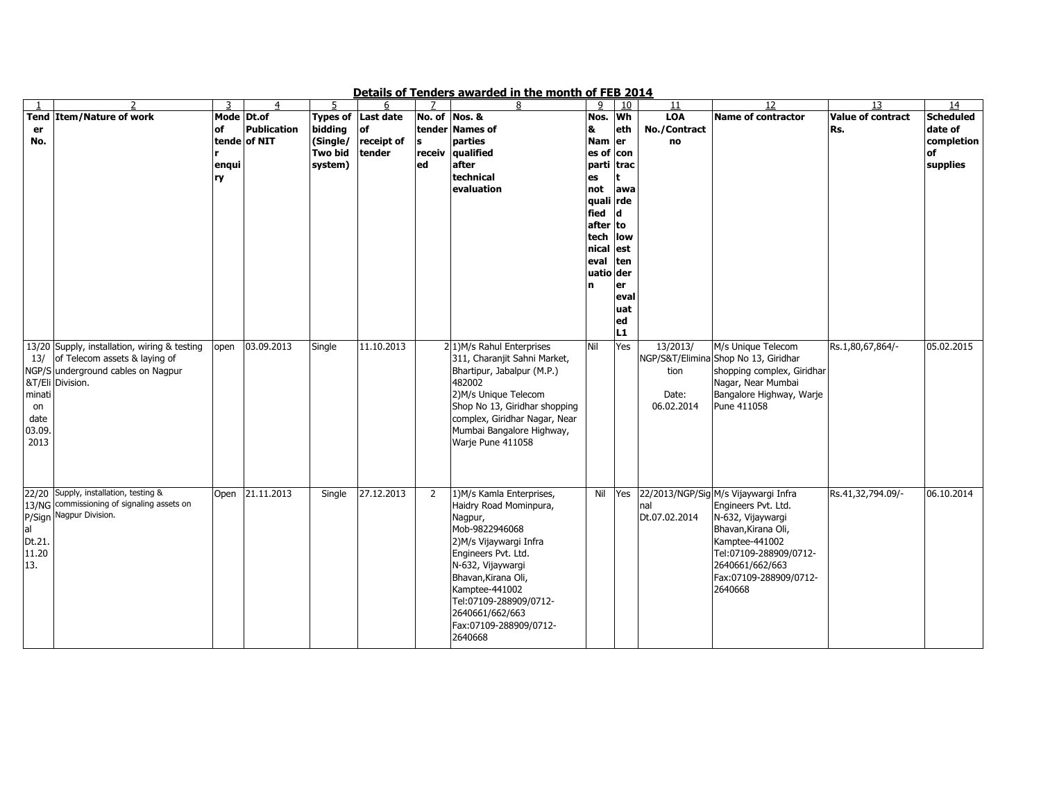## Details of Tenders awarded in the month of FEB 2014

| 1 | 2 | 3 | 4 | 5 | 6 | 7 | 8 | 9 | 10 | 11 | 12 | 13 | 14 |
|---|---|---|---|---|---|---|---|---|---|---|---|---|---|
| **Tender No.** | **Item/Nature of work** | **Mode of tender enquiry** | **Dt.of Publication of NIT** | **Types of bidding (Single/ Two bid system)** | **Last date of receipt of tender** | **No. of tenders received** | **Nos. & Names of parties qualified after technical evaluation** | **Nos. & Names of parties not qualified after technical evaluation** | **Whether contract awarded to lowest tenderer evaluated L1** | **LOA No./Contract no** | **Name of contractor** | **Value of contract Rs.** | **Scheduled date of completion of supplies** |
| 13/2013/ NGP/S&T/Elimination date 03.09.2013 | Supply, installation, wiring & testing of Telecom assets & laying of underground cables on Nagpur Division. | open | 03.09.2013 | Single | 11.10.2013 | 2 | 1)M/s Rahul Enterprises 311, Charanjit Sahni Market, Bhartipur, Jabalpur (M.P.) 482002<br>2)M/s Unique Telecom Shop No 13, Giridhar shopping complex, Giridhar Nagar, Near Mumbai Bangalore Highway, Warje Pune 411058 | Nil | Yes | 13/2013/ NGP/S&T/Elimination Date: 06.02.2014 | M/s Unique Telecom Shop No 13, Giridhar shopping complex, Giridhar Nagar, Near Mumbai Bangalore Highway, Warje Pune 411058 | Rs.1,80,67,864/- | 05.02.2015 |
| 22/2013/NGP/Signal Dt.21.11.2013. | Supply, installation, testing & commissioning of signaling assets on Nagpur Division. | Open | 21.11.2013 | Single | 27.12.2013 | 2 | 1)M/s Kamla Enterprises, Haidry Road Mominpura, Nagpur, Mob-9822946068<br>2)M/s Vijaywargi Infra Engineers Pvt. Ltd. N-632, Vijaywargi Bhavan,Kirana Oli, Kamptee-441002 Tel:07109-288909/0712-2640661/662/663 Fax:07109-288909/0712-2640668 | Nil | Yes | 22/2013/NGP/Signal Dt.07.02.2014 | M/s Vijaywargi Infra Engineers Pvt. Ltd. N-632, Vijaywargi Bhavan,Kirana Oli, Kamptee-441002 Tel:07109-288909/0712-2640661/662/663 Fax:07109-288909/0712-2640668 | Rs.41,32,794.09/- | 06.10.2014 |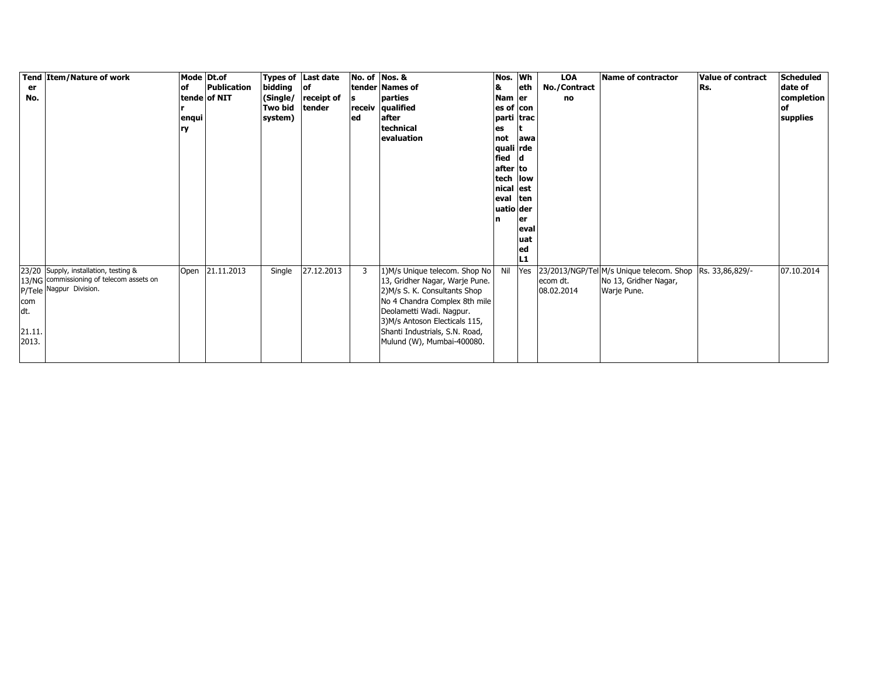| Tender No. | Item/Nature of work | Mode of tender enquiry | Dt.of Publication of NIT | Types of bidding (Single/ Two bid system) | Last date of receipt of tender | No. of tenders received | Nos. & Names of parties qualified after technical evaluation | Nos. & Names of parties not qualified after technical evaluation | Whether contract awarded to lowest tenderer evaluated L1 | LOA No./Contract no | Name of contractor | Value of contract Rs. | Scheduled date of completion of supplies |
|---|---|---|---|---|---|---|---|---|---|---|---|---|---|
| 23/2013/NGP/Telecom dt. 21.11.2013. | Supply, installation, testing & commissioning of telecom assets on Nagpur Division. | Open | 21.11.2013 | Single | 27.12.2013 | 3 | 1)M/s Unique telecom. Shop No 13, Gridher Nagar, Warje Pune. 2)M/s S. K. Consultants Shop No 4 Chandra Complex 8th mile Deolametti Wadi. Nagpur. 3)M/s Antoson Electicals 115, Shanti Industrials, S.N. Road, Mulund (W), Mumbai-400080. | Nil | Yes | 23/2013/NGP/Telecom dt. 08.02.2014 | M/s Unique telecom. Shop No 13, Gridher Nagar, Warje Pune. | Rs. 33,86,829/- | 07.10.2014 |